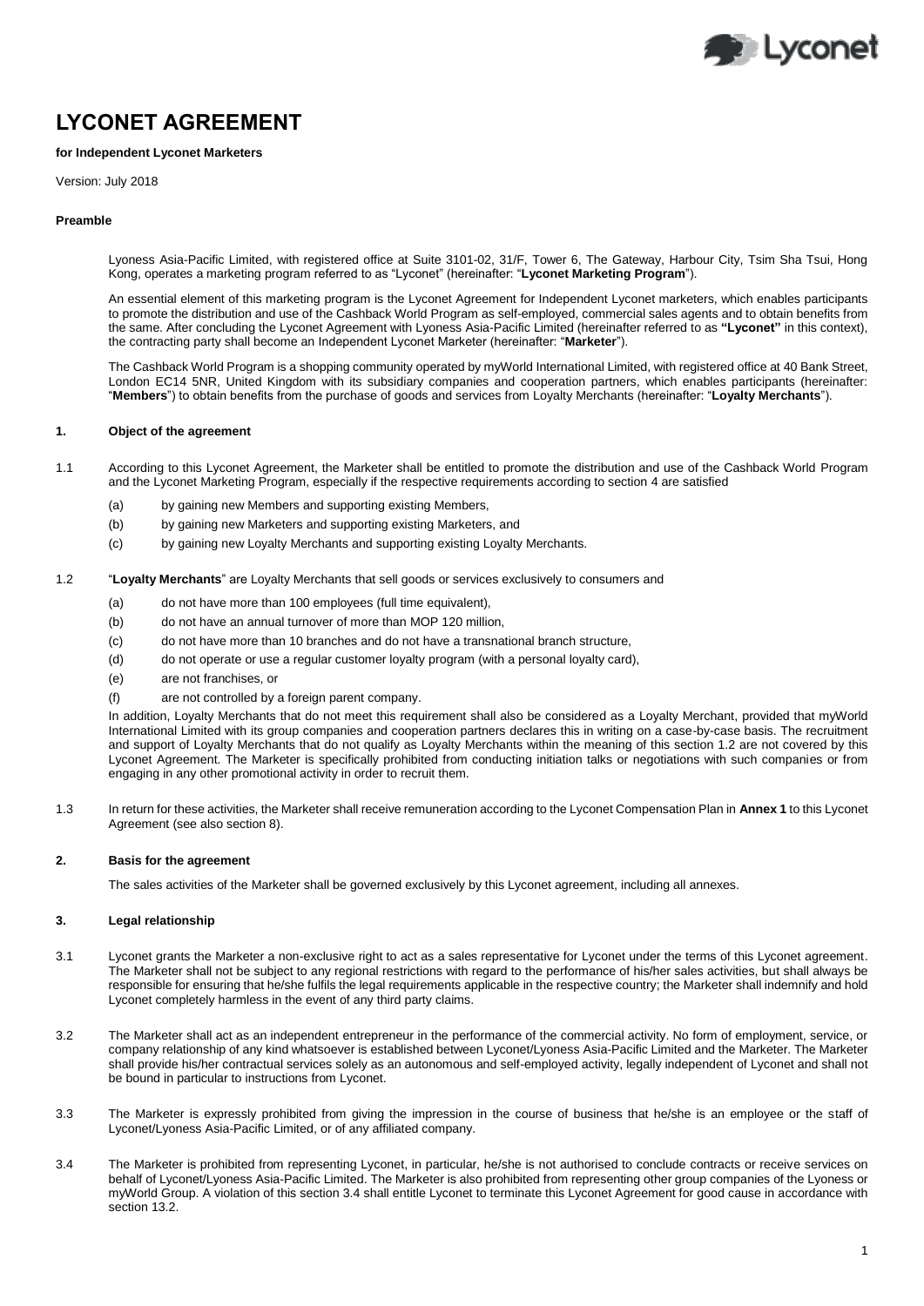# LYCONET AGREEMENT

**for Independent Lyconet Marketers**

Version: July 2018

**Preamble**

Lyoness Asia-Pacific Limited, with registered office at Suite 3101-02, 31/F, Tower 6, The Gateway, Harbour City, Tsim Sha Tsui, Hong Kong, operates a marketing program referred to as "Lyconet" (hereinafter: "**Lyconet Marketing Program**").

An essential element of this marketing program is the Lyconet Agreement for Independent Lyconet marketers, which enables participants to promote the distribution and use of the Cashback World Program as self-employed, commercial sales agents and to obtain benefits from the same. After concluding the Lyconet Agreement with Lyoness Asia-Pacific Limited (hereinafter referred to as **"Lyconet"** in this context), the contracting party shall become an Independent Lyconet Marketer (hereinafter: "**Marketer**").

The Cashback World Program is a shopping community operated by myWorld International Limited, with registered office at 40 Bank Street, London EC14 5NR, United Kingdom with its subsidiary companies and cooperation partners, which enables participants (hereinafter: "**Members**") to obtain benefits from the purchase of goods and services from Loyalty Merchants (hereinafter: "**Loyalty Merchants**").

## 1. Object of the agreement

1.1 According to this Lyconet Agreement, the Marketer shall be entitled to promote the distribution and use of the Cashback World Program and the Lyconet Marketing Program, especially if the respective requirements according to section 4 are satisfied

- (a) by gaining new Members and supporting existing Members,
- (b) by gaining new Marketers and supporting existing Marketers, and
- (c) by gaining new Loyalty Merchants and supporting existing Loyalty Merchants.

1.2 "**Loyalty Merchants**" are Loyalty Merchants that sell goods or services exclusively to consumers and

- (a) do not have more than 100 employees (full time equivalent),
- (b) do not have an annual turnover of more than MOP 120 million,
- (c) do not have more than 10 branches and do not have a transnational branch structure,
- (d) do not operate or use a regular customer loyalty program (with a personal loyalty card),
- (e) are not franchises, or
- (f) are not controlled by a foreign parent company.

In addition, Loyalty Merchants that do not meet this requirement shall also be considered as a Loyalty Merchant, provided that myWorld International Limited with its group companies and cooperation partners declares this in writing on a case-by-case basis. The recruitment and support of Loyalty Merchants that do not qualify as Loyalty Merchants within the meaning of this section 1.2 are not covered by this Lyconet Agreement. The Marketer is specifically prohibited from conducting initiation talks or negotiations with such companies or from engaging in any other promotional activity in order to recruit them.

1.3 In return for these activities, the Marketer shall receive remuneration according to the Lyconet Compensation Plan in **Annex 1** to this Lyconet Agreement (see also section 8).

## 2. Basis for the agreement

The sales activities of the Marketer shall be governed exclusively by this Lyconet agreement, including all annexes.

## 3. Legal relationship

3.1 Lyconet grants the Marketer a non-exclusive right to act as a sales representative for Lyconet under the terms of this Lyconet agreement. The Marketer shall not be subject to any regional restrictions with regard to the performance of his/her sales activities, but shall always be responsible for ensuring that he/she fulfils the legal requirements applicable in the respective country; the Marketer shall indemnify and hold Lyconet completely harmless in the event of any third party claims.

3.2 The Marketer shall act as an independent entrepreneur in the performance of the commercial activity. No form of employment, service, or company relationship of any kind whatsoever is established between Lyconet/Lyoness Asia-Pacific Limited and the Marketer. The Marketer shall provide his/her contractual services solely as an autonomous and self-employed activity, legally independent of Lyconet and shall not be bound in particular to instructions from Lyconet.

3.3 The Marketer is expressly prohibited from giving the impression in the course of business that he/she is an employee or the staff of Lyconet/Lyoness Asia-Pacific Limited, or of any affiliated company.

3.4 The Marketer is prohibited from representing Lyconet, in particular, he/she is not authorised to conclude contracts or receive services on behalf of Lyconet/Lyoness Asia-Pacific Limited. The Marketer is also prohibited from representing other group companies of the Lyoness or myWorld Group. A violation of this section 3.4 shall entitle Lyconet to terminate this Lyconet Agreement for good cause in accordance with section 13.2.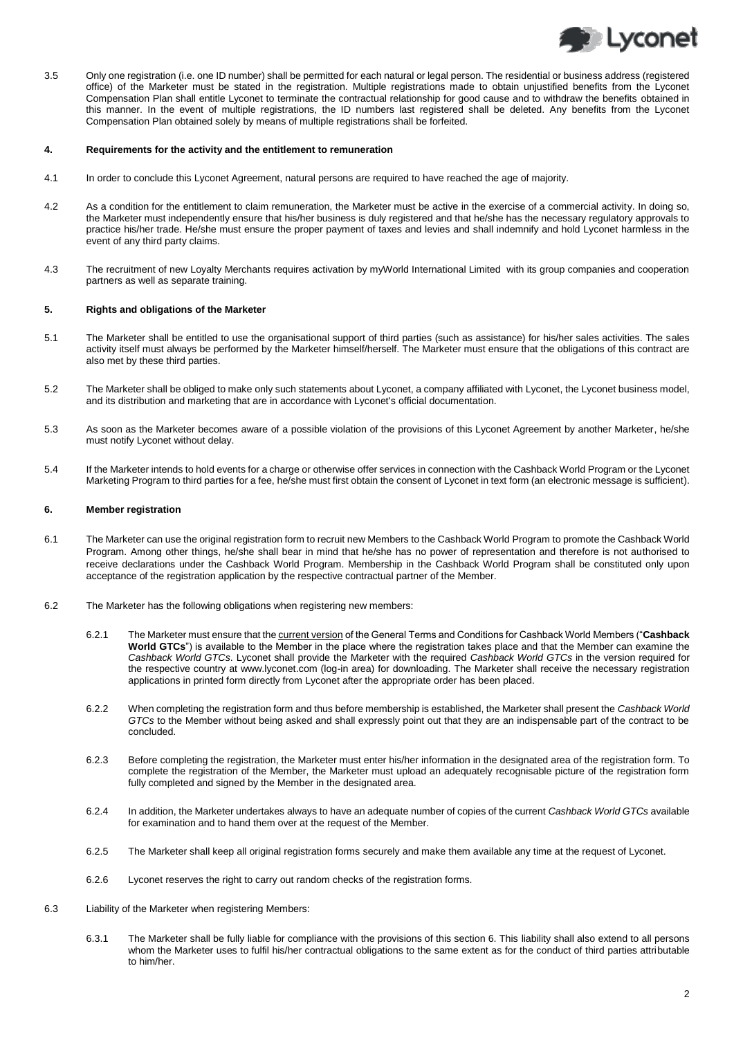3.5 Only one registration (i.e. one ID number) shall be permitted for each natural or legal person. The residential or business address (registered office) of the Marketer must be stated in the registration. Multiple registrations made to obtain unjustified benefits from the Lyconet Compensation Plan shall entitle Lyconet to terminate the contractual relationship for good cause and to withdraw the benefits obtained in this manner. In the event of multiple registrations, the ID numbers last registered shall be deleted. Any benefits from the Lyconet Compensation Plan obtained solely by means of multiple registrations shall be forfeited.

## 4. Requirements for the activity and the entitlement to remuneration

4.1 In order to conclude this Lyconet Agreement, natural persons are required to have reached the age of majority.

4.2 As a condition for the entitlement to claim remuneration, the Marketer must be active in the exercise of a commercial activity. In doing so, the Marketer must independently ensure that his/her business is duly registered and that he/she has the necessary regulatory approvals to practice his/her trade. He/she must ensure the proper payment of taxes and levies and shall indemnify and hold Lyconet harmless in the event of any third party claims.

4.3 The recruitment of new Loyalty Merchants requires activation by myWorld International Limited with its group companies and cooperation partners as well as separate training.

## 5. Rights and obligations of the Marketer

5.1 The Marketer shall be entitled to use the organisational support of third parties (such as assistance) for his/her sales activities. The sales activity itself must always be performed by the Marketer himself/herself. The Marketer must ensure that the obligations of this contract are also met by these third parties.

5.2 The Marketer shall be obliged to make only such statements about Lyconet, a company affiliated with Lyconet, the Lyconet business model, and its distribution and marketing that are in accordance with Lyconet's official documentation.

5.3 As soon as the Marketer becomes aware of a possible violation of the provisions of this Lyconet Agreement by another Marketer, he/she must notify Lyconet without delay.

5.4 If the Marketer intends to hold events for a charge or otherwise offer services in connection with the Cashback World Program or the Lyconet Marketing Program to third parties for a fee, he/she must first obtain the consent of Lyconet in text form (an electronic message is sufficient).

## 6. Member registration

6.1 The Marketer can use the original registration form to recruit new Members to the Cashback World Program to promote the Cashback World Program. Among other things, he/she shall bear in mind that he/she has no power of representation and therefore is not authorised to receive declarations under the Cashback World Program. Membership in the Cashback World Program shall be constituted only upon acceptance of the registration application by the respective contractual partner of the Member.

6.2 The Marketer has the following obligations when registering new members:

6.2.1 The Marketer must ensure that the current version of the General Terms and Conditions for Cashback World Members ("**Cashback World GTCs**") is available to the Member in the place where the registration takes place and that the Member can examine the *Cashback World GTCs*. Lyconet shall provide the Marketer with the required *Cashback World GTCs* in the version required for the respective country at www.lyconet.com (log-in area) for downloading. The Marketer shall receive the necessary registration applications in printed form directly from Lyconet after the appropriate order has been placed.

6.2.2 When completing the registration form and thus before membership is established, the Marketer shall present the *Cashback World GTCs* to the Member without being asked and shall expressly point out that they are an indispensable part of the contract to be concluded.

6.2.3 Before completing the registration, the Marketer must enter his/her information in the designated area of the registration form. To complete the registration of the Member, the Marketer must upload an adequately recognisable picture of the registration form fully completed and signed by the Member in the designated area.

6.2.4 In addition, the Marketer undertakes always to have an adequate number of copies of the current *Cashback World GTCs* available for examination and to hand them over at the request of the Member.

6.2.5 The Marketer shall keep all original registration forms securely and make them available any time at the request of Lyconet.

6.2.6 Lyconet reserves the right to carry out random checks of the registration forms.

6.3 Liability of the Marketer when registering Members:

6.3.1 The Marketer shall be fully liable for compliance with the provisions of this section 6. This liability shall also extend to all persons whom the Marketer uses to fulfil his/her contractual obligations to the same extent as for the conduct of third parties attributable to him/her.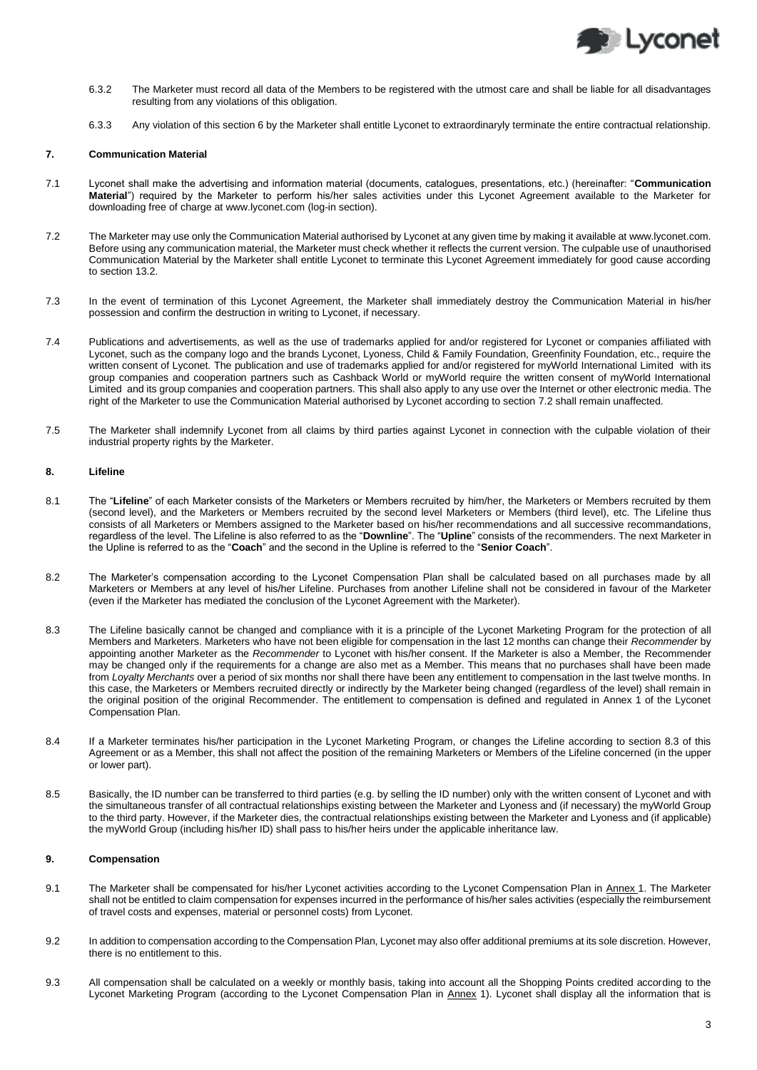6.3.2 The Marketer must record all data of the Members to be registered with the utmost care and shall be liable for all disadvantages resulting from any violations of this obligation.

6.3.3 Any violation of this section 6 by the Marketer shall entitle Lyconet to extraordinaryly terminate the entire contractual relationship.

## 7. Communication Material

7.1 Lyconet shall make the advertising and information material (documents, catalogues, presentations, etc.) (hereinafter: "**Communication Material**") required by the Marketer to perform his/her sales activities under this Lyconet Agreement available to the Marketer for downloading free of charge at www.lyconet.com (log-in section).

7.2 The Marketer may use only the Communication Material authorised by Lyconet at any given time by making it available at www.lyconet.com. Before using any communication material, the Marketer must check whether it reflects the current version. The culpable use of unauthorised Communication Material by the Marketer shall entitle Lyconet to terminate this Lyconet Agreement immediately for good cause according to section 13.2.

7.3 In the event of termination of this Lyconet Agreement, the Marketer shall immediately destroy the Communication Material in his/her possession and confirm the destruction in writing to Lyconet, if necessary.

7.4 Publications and advertisements, as well as the use of trademarks applied for and/or registered for Lyconet or companies affiliated with Lyconet, such as the company logo and the brands Lyconet, Lyoness, Child & Family Foundation, Greenfinity Foundation, etc., require the written consent of Lyconet. The publication and use of trademarks applied for and/or registered for myWorld International Limited with its group companies and cooperation partners such as Cashback World or myWorld require the written consent of myWorld International Limited and its group companies and cooperation partners. This shall also apply to any use over the Internet or other electronic media. The right of the Marketer to use the Communication Material authorised by Lyconet according to section 7.2 shall remain unaffected.

7.5 The Marketer shall indemnify Lyconet from all claims by third parties against Lyconet in connection with the culpable violation of their industrial property rights by the Marketer.

## 8. Lifeline

8.1 The "**Lifeline**" of each Marketer consists of the Marketers or Members recruited by him/her, the Marketers or Members recruited by them (second level), and the Marketers or Members recruited by the second level Marketers or Members (third level), etc. The Lifeline thus consists of all Marketers or Members assigned to the Marketer based on his/her recommendations and all successive recommandations, regardless of the level. The Lifeline is also referred to as the "**Downline**". The "**Upline**" consists of the recommenders. The next Marketer in the Upline is referred to as the "**Coach**" and the second in the Upline is referred to the "**Senior Coach**".

8.2 The Marketer's compensation according to the Lyconet Compensation Plan shall be calculated based on all purchases made by all Marketers or Members at any level of his/her Lifeline. Purchases from another Lifeline shall not be considered in favour of the Marketer (even if the Marketer has mediated the conclusion of the Lyconet Agreement with the Marketer).

8.3 The Lifeline basically cannot be changed and compliance with it is a principle of the Lyconet Marketing Program for the protection of all Members and Marketers. Marketers who have not been eligible for compensation in the last 12 months can change their *Recommender* by appointing another Marketer as the *Recommender* to Lyconet with his/her consent. If the Marketer is also a Member, the Recommender may be changed only if the requirements for a change are also met as a Member. This means that no purchases shall have been made from *Loyalty Merchants* over a period of six months nor shall there have been any entitlement to compensation in the last twelve months. In this case, the Marketers or Members recruited directly or indirectly by the Marketer being changed (regardless of the level) shall remain in the original position of the original Recommender. The entitlement to compensation is defined and regulated in Annex 1 of the Lyconet Compensation Plan.

8.4 If a Marketer terminates his/her participation in the Lyconet Marketing Program, or changes the Lifeline according to section 8.3 of this Agreement or as a Member, this shall not affect the position of the remaining Marketers or Members of the Lifeline concerned (in the upper or lower part).

8.5 Basically, the ID number can be transferred to third parties (e.g. by selling the ID number) only with the written consent of Lyconet and with the simultaneous transfer of all contractual relationships existing between the Marketer and Lyoness and (if necessary) the myWorld Group to the third party. However, if the Marketer dies, the contractual relationships existing between the Marketer and Lyoness and (if applicable) the myWorld Group (including his/her ID) shall pass to his/her heirs under the applicable inheritance law.

## 9. Compensation

9.1 The Marketer shall be compensated for his/her Lyconet activities according to the Lyconet Compensation Plan in Annex 1. The Marketer shall not be entitled to claim compensation for expenses incurred in the performance of his/her sales activities (especially the reimbursement of travel costs and expenses, material or personnel costs) from Lyconet.

9.2 In addition to compensation according to the Compensation Plan, Lyconet may also offer additional premiums at its sole discretion. However, there is no entitlement to this.

9.3 All compensation shall be calculated on a weekly or monthly basis, taking into account all the Shopping Points credited according to the Lyconet Marketing Program (according to the Lyconet Compensation Plan in Annex 1). Lyconet shall display all the information that is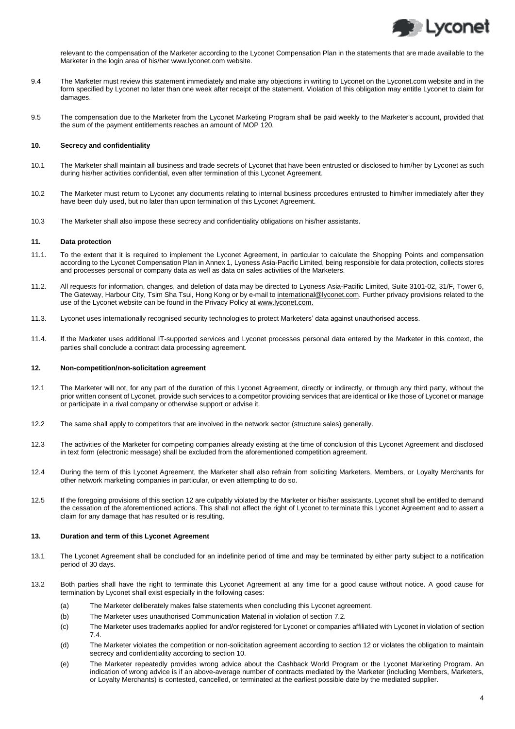relevant to the compensation of the Marketer according to the Lyconet Compensation Plan in the statements that are made available to the Marketer in the login area of his/her www.lyconet.com website.

9.4 The Marketer must review this statement immediately and make any objections in writing to Lyconet on the Lyconet.com website and in the form specified by Lyconet no later than one week after receipt of the statement. Violation of this obligation may entitle Lyconet to claim for damages.

9.5 The compensation due to the Marketer from the Lyconet Marketing Program shall be paid weekly to the Marketer's account, provided that the sum of the payment entitlements reaches an amount of MOP 120.

## 10. Secrecy and confidentiality

10.1 The Marketer shall maintain all business and trade secrets of Lyconet that have been entrusted or disclosed to him/her by Lyconet as such during his/her activities confidential, even after termination of this Lyconet Agreement.

10.2 The Marketer must return to Lyconet any documents relating to internal business procedures entrusted to him/her immediately after they have been duly used, but no later than upon termination of this Lyconet Agreement.

10.3 The Marketer shall also impose these secrecy and confidentiality obligations on his/her assistants.

## 11. Data protection

11.1. To the extent that it is required to implement the Lyconet Agreement, in particular to calculate the Shopping Points and compensation according to the Lyconet Compensation Plan in Annex 1, Lyoness Asia-Pacific Limited, being responsible for data protection, collects stores and processes personal or company data as well as data on sales activities of the Marketers.

11.2. All requests for information, changes, and deletion of data may be directed to Lyoness Asia-Pacific Limited, Suite 3101-02, 31/F, Tower 6, The Gateway, Harbour City, Tsim Sha Tsui, Hong Kong or by e-mail to international@lyconet.com. Further privacy provisions related to the use of the Lyconet website can be found in the Privacy Policy at www.lyconet.com.

11.3. Lyconet uses internationally recognised security technologies to protect Marketers' data against unauthorised access.

11.4. If the Marketer uses additional IT-supported services and Lyconet processes personal data entered by the Marketer in this context, the parties shall conclude a contract data processing agreement.

## 12. Non-competition/non-solicitation agreement

12.1 The Marketer will not, for any part of the duration of this Lyconet Agreement, directly or indirectly, or through any third party, without the prior written consent of Lyconet, provide such services to a competitor providing services that are identical or like those of Lyconet or manage or participate in a rival company or otherwise support or advise it.

12.2 The same shall apply to competitors that are involved in the network sector (structure sales) generally.

12.3 The activities of the Marketer for competing companies already existing at the time of conclusion of this Lyconet Agreement and disclosed in text form (electronic message) shall be excluded from the aforementioned competition agreement.

12.4 During the term of this Lyconet Agreement, the Marketer shall also refrain from soliciting Marketers, Members, or Loyalty Merchants for other network marketing companies in particular, or even attempting to do so.

12.5 If the foregoing provisions of this section 12 are culpably violated by the Marketer or his/her assistants, Lyconet shall be entitled to demand the cessation of the aforementioned actions. This shall not affect the right of Lyconet to terminate this Lyconet Agreement and to assert a claim for any damage that has resulted or is resulting.

## 13. Duration and term of this Lyconet Agreement

13.1 The Lyconet Agreement shall be concluded for an indefinite period of time and may be terminated by either party subject to a notification period of 30 days.

13.2 Both parties shall have the right to terminate this Lyconet Agreement at any time for a good cause without notice. A good cause for termination by Lyconet shall exist especially in the following cases:

(a) The Marketer deliberately makes false statements when concluding this Lyconet agreement.

(b) The Marketer uses unauthorised Communication Material in violation of section 7.2.

(c) The Marketer uses trademarks applied for and/or registered for Lyconet or companies affiliated with Lyconet in violation of section 7.4.

(d) The Marketer violates the competition or non-solicitation agreement according to section 12 or violates the obligation to maintain secrecy and confidentiality according to section 10.

(e) The Marketer repeatedly provides wrong advice about the Cashback World Program or the Lyconet Marketing Program. An indication of wrong advice is if an above-average number of contracts mediated by the Marketer (including Members, Marketers, or Loyalty Merchants) is contested, cancelled, or terminated at the earliest possible date by the mediated supplier.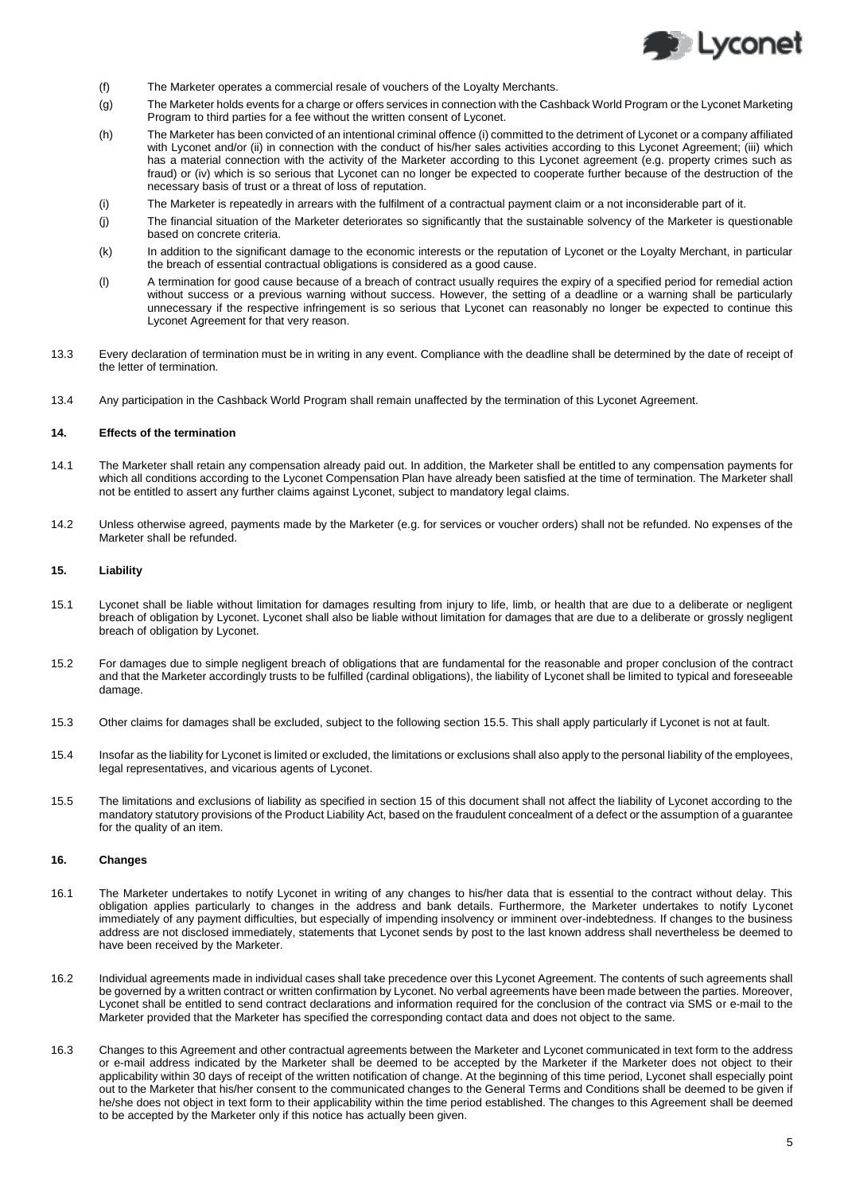(f) The Marketer operates a commercial resale of vouchers of the Loyalty Merchants.

(g) The Marketer holds events for a charge or offers services in connection with the Cashback World Program or the Lyconet Marketing Program to third parties for a fee without the written consent of Lyconet.

(h) The Marketer has been convicted of an intentional criminal offence (i) committed to the detriment of Lyconet or a company affiliated with Lyconet and/or (ii) in connection with the conduct of his/her sales activities according to this Lyconet Agreement; (iii) which has a material connection with the activity of the Marketer according to this Lyconet agreement (e.g. property crimes such as fraud) or (iv) which is so serious that Lyconet can no longer be expected to cooperate further because of the destruction of the necessary basis of trust or a threat of loss of reputation.

(i) The Marketer is repeatedly in arrears with the fulfilment of a contractual payment claim or a not inconsiderable part of it.

(j) The financial situation of the Marketer deteriorates so significantly that the sustainable solvency of the Marketer is questionable based on concrete criteria.

(k) In addition to the significant damage to the economic interests or the reputation of Lyconet or the Loyalty Merchant, in particular the breach of essential contractual obligations is considered as a good cause.

(l) A termination for good cause because of a breach of contract usually requires the expiry of a specified period for remedial action without success or a previous warning without success. However, the setting of a deadline or a warning shall be particularly unnecessary if the respective infringement is so serious that Lyconet can reasonably no longer be expected to continue this Lyconet Agreement for that very reason.

13.3 Every declaration of termination must be in writing in any event. Compliance with the deadline shall be determined by the date of receipt of the letter of termination.

13.4 Any participation in the Cashback World Program shall remain unaffected by the termination of this Lyconet Agreement.

## 14. Effects of the termination

14.1 The Marketer shall retain any compensation already paid out. In addition, the Marketer shall be entitled to any compensation payments for which all conditions according to the Lyconet Compensation Plan have already been satisfied at the time of termination. The Marketer shall not be entitled to assert any further claims against Lyconet, subject to mandatory legal claims.

14.2 Unless otherwise agreed, payments made by the Marketer (e.g. for services or voucher orders) shall not be refunded. No expenses of the Marketer shall be refunded.

## 15. Liability

15.1 Lyconet shall be liable without limitation for damages resulting from injury to life, limb, or health that are due to a deliberate or negligent breach of obligation by Lyconet. Lyconet shall also be liable without limitation for damages that are due to a deliberate or grossly negligent breach of obligation by Lyconet.

15.2 For damages due to simple negligent breach of obligations that are fundamental for the reasonable and proper conclusion of the contract and that the Marketer accordingly trusts to be fulfilled (cardinal obligations), the liability of Lyconet shall be limited to typical and foreseeable damage.

15.3 Other claims for damages shall be excluded, subject to the following section 15.5. This shall apply particularly if Lyconet is not at fault.

15.4 Insofar as the liability for Lyconet is limited or excluded, the limitations or exclusions shall also apply to the personal liability of the employees, legal representatives, and vicarious agents of Lyconet.

15.5 The limitations and exclusions of liability as specified in section 15 of this document shall not affect the liability of Lyconet according to the mandatory statutory provisions of the Product Liability Act, based on the fraudulent concealment of a defect or the assumption of a guarantee for the quality of an item.

## 16. Changes

16.1 The Marketer undertakes to notify Lyconet in writing of any changes to his/her data that is essential to the contract without delay. This obligation applies particularly to changes in the address and bank details. Furthermore, the Marketer undertakes to notify Lyconet immediately of any payment difficulties, but especially of impending insolvency or imminent over-indebtedness. If changes to the business address are not disclosed immediately, statements that Lyconet sends by post to the last known address shall nevertheless be deemed to have been received by the Marketer.

16.2 Individual agreements made in individual cases shall take precedence over this Lyconet Agreement. The contents of such agreements shall be governed by a written contract or written confirmation by Lyconet. No verbal agreements have been made between the parties. Moreover, Lyconet shall be entitled to send contract declarations and information required for the conclusion of the contract via SMS or e-mail to the Marketer provided that the Marketer has specified the corresponding contact data and does not object to the same.

16.3 Changes to this Agreement and other contractual agreements between the Marketer and Lyconet communicated in text form to the address or e-mail address indicated by the Marketer shall be deemed to be accepted by the Marketer if the Marketer does not object to their applicability within 30 days of receipt of the written notification of change. At the beginning of this time period, Lyconet shall especially point out to the Marketer that his/her consent to the communicated changes to the General Terms and Conditions shall be deemed to be given if he/she does not object in text form to their applicability within the time period established. The changes to this Agreement shall be deemed to be accepted by the Marketer only if this notice has actually been given.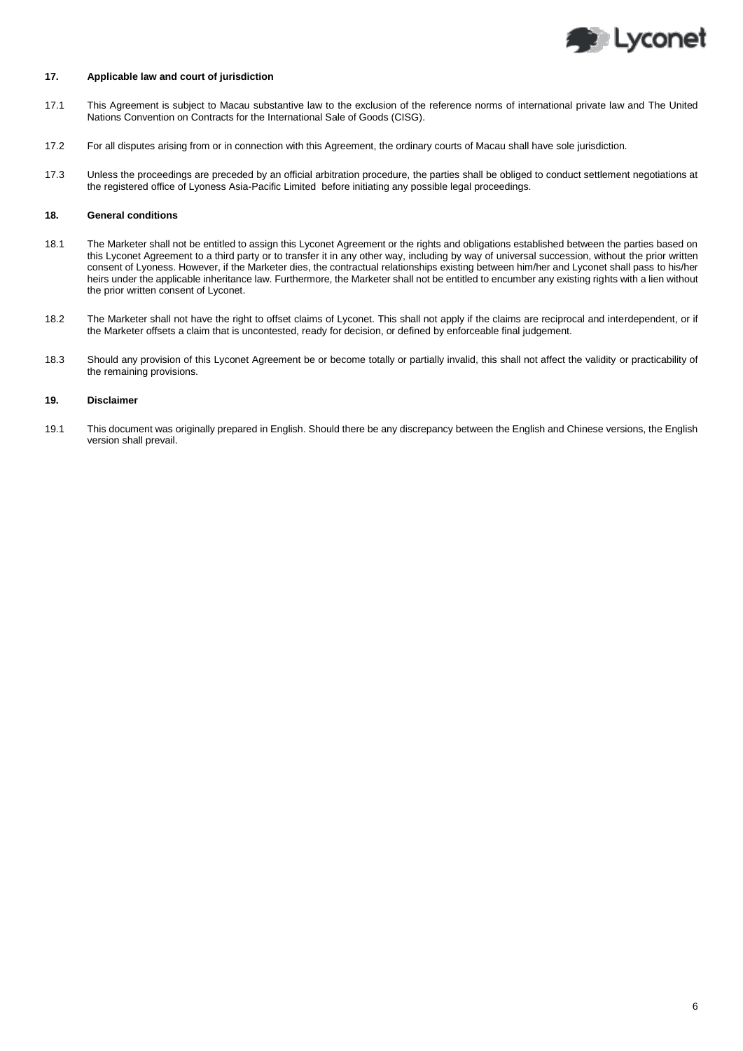## 17. Applicable law and court of jurisdiction

17.1 This Agreement is subject to Macau substantive law to the exclusion of the reference norms of international private law and The United Nations Convention on Contracts for the International Sale of Goods (CISG).

17.2 For all disputes arising from or in connection with this Agreement, the ordinary courts of Macau shall have sole jurisdiction.

17.3 Unless the proceedings are preceded by an official arbitration procedure, the parties shall be obliged to conduct settlement negotiations at the registered office of Lyoness Asia-Pacific Limited before initiating any possible legal proceedings.

## 18. General conditions

18.1 The Marketer shall not be entitled to assign this Lyconet Agreement or the rights and obligations established between the parties based on this Lyconet Agreement to a third party or to transfer it in any other way, including by way of universal succession, without the prior written consent of Lyoness. However, if the Marketer dies, the contractual relationships existing between him/her and Lyconet shall pass to his/her heirs under the applicable inheritance law. Furthermore, the Marketer shall not be entitled to encumber any existing rights with a lien without the prior written consent of Lyconet.

18.2 The Marketer shall not have the right to offset claims of Lyconet. This shall not apply if the claims are reciprocal and interdependent, or if the Marketer offsets a claim that is uncontested, ready for decision, or defined by enforceable final judgement.

18.3 Should any provision of this Lyconet Agreement be or become totally or partially invalid, this shall not affect the validity or practicability of the remaining provisions.

## 19. Disclaimer

19.1 This document was originally prepared in English. Should there be any discrepancy between the English and Chinese versions, the English version shall prevail.